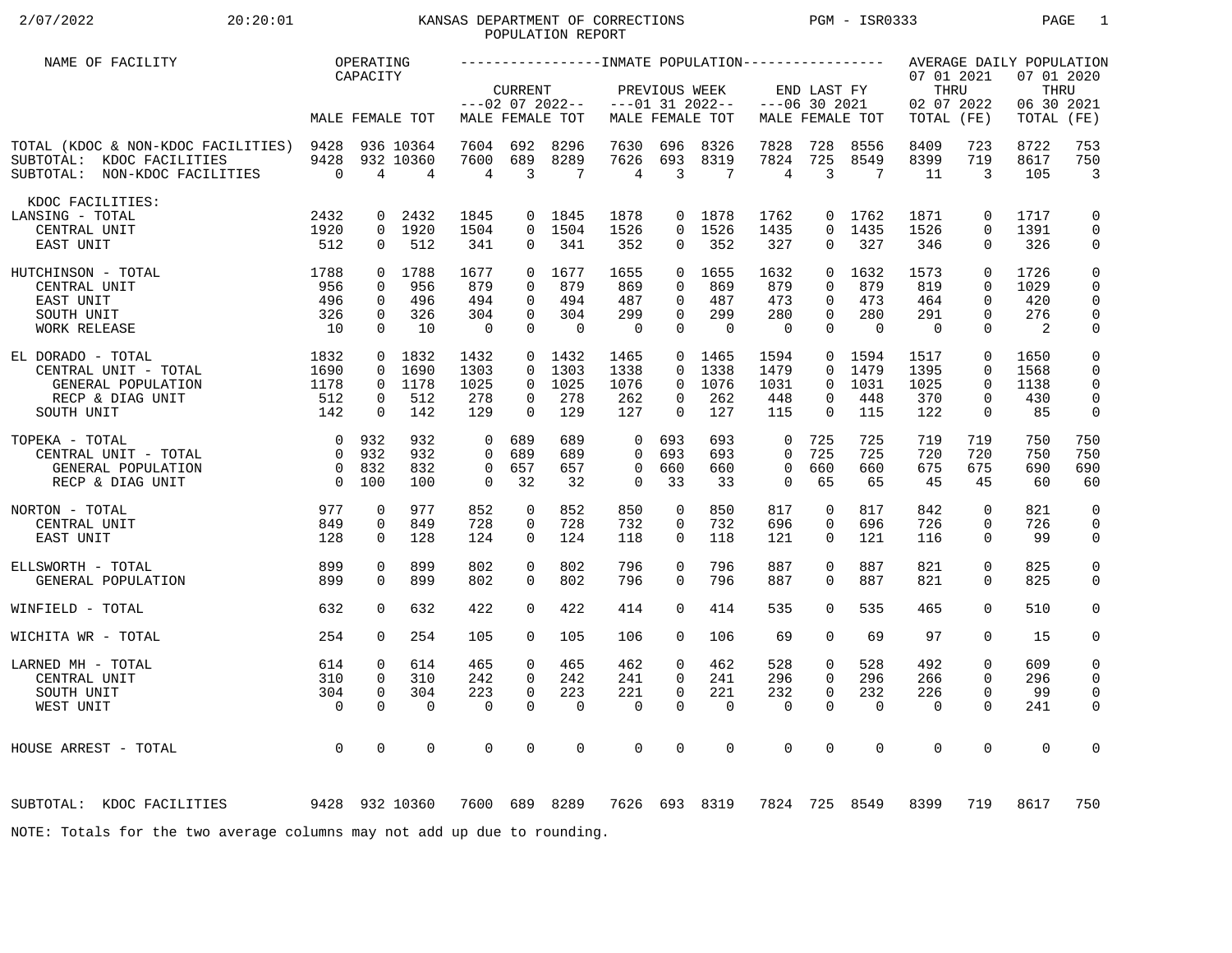KANSAS DEPARTMENT OF CORRECTIONS
POPULATION REPORT

2/07/2022 20:20:01 PGM - ISR0333

| NAME OF FACILITY | OPERATING CAPACITY | | | INMATE POPULATION | | | | | | | | | AVERAGE DAILY POPULATION | | | |
|---|---|---|---|---|---|---|---|---|---|---|---|---|---|---|---|---|
| | | | | CURRENT ---02 07 2022-- | | | PREVIOUS WEEK ---01 31 2022-- | | | END LAST FY ---06 30 2021 | | | 07 01 2021 THRU 02 07 2022 | | 07 01 2020 THRU 06 30 2021 | |
| | MALE | FEMALE | TOT | MALE | FEMALE | TOT | MALE | FEMALE | TOT | MALE | FEMALE | TOT | TOTAL | (FE) | TOTAL | (FE) |
| TOTAL (KDOC & NON-KDOC FACILITIES) | 9428 | 936 | 10364 | 7604 | 692 | 8296 | 7630 | 696 | 8326 | 7828 | 728 | 8556 | 8409 | 723 | 8722 | 753 |
| SUBTOTAL: KDOC FACILITIES | 9428 | 932 | 10360 | 7600 | 689 | 8289 | 7626 | 693 | 8319 | 7824 | 725 | 8549 | 8399 | 719 | 8617 | 750 |
| SUBTOTAL: NON-KDOC FACILITIES | 0 | 4 | 4 | 4 | 3 | 7 | 4 | 3 | 7 | 4 | 3 | 7 | 11 | 3 | 105 | 3 |
| KDOC FACILITIES: | | | | | | | | | | | | | | | | |
| LANSING - TOTAL | 2432 | 0 | 2432 | 1845 | 0 | 1845 | 1878 | 0 | 1878 | 1762 | 0 | 1762 | 1871 | 0 | 1717 | 0 |
| CENTRAL UNIT | 1920 | 0 | 1920 | 1504 | 0 | 1504 | 1526 | 0 | 1526 | 1435 | 0 | 1435 | 1526 | 0 | 1391 | 0 |
| EAST UNIT | 512 | 0 | 512 | 341 | 0 | 341 | 352 | 0 | 352 | 327 | 0 | 327 | 346 | 0 | 326 | 0 |
| HUTCHINSON - TOTAL | 1788 | 0 | 1788 | 1677 | 0 | 1677 | 1655 | 0 | 1655 | 1632 | 0 | 1632 | 1573 | 0 | 1726 | 0 |
| CENTRAL UNIT | 956 | 0 | 956 | 879 | 0 | 879 | 869 | 0 | 869 | 879 | 0 | 879 | 819 | 0 | 1029 | 0 |
| EAST UNIT | 496 | 0 | 496 | 494 | 0 | 494 | 487 | 0 | 487 | 473 | 0 | 473 | 464 | 0 | 420 | 0 |
| SOUTH UNIT | 326 | 0 | 326 | 304 | 0 | 304 | 299 | 0 | 299 | 280 | 0 | 280 | 291 | 0 | 276 | 0 |
| WORK RELEASE | 10 | 0 | 10 | 0 | 0 | 0 | 0 | 0 | 0 | 0 | 0 | 0 | 0 | 0 | 2 | 0 |
| EL DORADO - TOTAL | 1832 | 0 | 1832 | 1432 | 0 | 1432 | 1465 | 0 | 1465 | 1594 | 0 | 1594 | 1517 | 0 | 1650 | 0 |
| CENTRAL UNIT - TOTAL | 1690 | 0 | 1690 | 1303 | 0 | 1303 | 1338 | 0 | 1338 | 1479 | 0 | 1479 | 1395 | 0 | 1568 | 0 |
| GENERAL POPULATION | 1178 | 0 | 1178 | 1025 | 0 | 1025 | 1076 | 0 | 1076 | 1031 | 0 | 1031 | 1025 | 0 | 1138 | 0 |
| RECP & DIAG UNIT | 512 | 0 | 512 | 278 | 0 | 278 | 262 | 0 | 262 | 448 | 0 | 448 | 370 | 0 | 430 | 0 |
| SOUTH UNIT | 142 | 0 | 142 | 129 | 0 | 129 | 127 | 0 | 127 | 115 | 0 | 115 | 122 | 0 | 85 | 0 |
| TOPEKA - TOTAL | 0 | 932 | 932 | 0 | 689 | 689 | 0 | 693 | 693 | 0 | 725 | 725 | 719 | 719 | 750 | 750 |
| CENTRAL UNIT - TOTAL | 0 | 932 | 932 | 0 | 689 | 689 | 0 | 693 | 693 | 0 | 725 | 725 | 720 | 720 | 750 | 750 |
| GENERAL POPULATION | 0 | 832 | 832 | 0 | 657 | 657 | 0 | 660 | 660 | 0 | 660 | 660 | 675 | 675 | 690 | 690 |
| RECP & DIAG UNIT | 0 | 100 | 100 | 0 | 32 | 32 | 0 | 33 | 33 | 0 | 65 | 65 | 45 | 45 | 60 | 60 |
| NORTON - TOTAL | 977 | 0 | 977 | 852 | 0 | 852 | 850 | 0 | 850 | 817 | 0 | 817 | 842 | 0 | 821 | 0 |
| CENTRAL UNIT | 849 | 0 | 849 | 728 | 0 | 728 | 732 | 0 | 732 | 696 | 0 | 696 | 726 | 0 | 726 | 0 |
| EAST UNIT | 128 | 0 | 128 | 124 | 0 | 124 | 118 | 0 | 118 | 121 | 0 | 121 | 116 | 0 | 99 | 0 |
| ELLSWORTH - TOTAL | 899 | 0 | 899 | 802 | 0 | 802 | 796 | 0 | 796 | 887 | 0 | 887 | 821 | 0 | 825 | 0 |
| GENERAL POPULATION | 899 | 0 | 899 | 802 | 0 | 802 | 796 | 0 | 796 | 887 | 0 | 887 | 821 | 0 | 825 | 0 |
| WINFIELD - TOTAL | 632 | 0 | 632 | 422 | 0 | 422 | 414 | 0 | 414 | 535 | 0 | 535 | 465 | 0 | 510 | 0 |
| WICHITA WR - TOTAL | 254 | 0 | 254 | 105 | 0 | 105 | 106 | 0 | 106 | 69 | 0 | 69 | 97 | 0 | 15 | 0 |
| LARNED MH - TOTAL | 614 | 0 | 614 | 465 | 0 | 465 | 462 | 0 | 462 | 528 | 0 | 528 | 492 | 0 | 609 | 0 |
| CENTRAL UNIT | 310 | 0 | 310 | 242 | 0 | 242 | 241 | 0 | 241 | 296 | 0 | 296 | 266 | 0 | 296 | 0 |
| SOUTH UNIT | 304 | 0 | 304 | 223 | 0 | 223 | 221 | 0 | 221 | 232 | 0 | 232 | 226 | 0 | 99 | 0 |
| WEST UNIT | 0 | 0 | 0 | 0 | 0 | 0 | 0 | 0 | 0 | 0 | 0 | 0 | 0 | 0 | 241 | 0 |
| HOUSE ARREST - TOTAL | 0 | 0 | 0 | 0 | 0 | 0 | 0 | 0 | 0 | 0 | 0 | 0 | 0 | 0 | 0 | 0 |
| SUBTOTAL: KDOC FACILITIES | 9428 | 932 | 10360 | 7600 | 689 | 8289 | 7626 | 693 | 8319 | 7824 | 725 | 8549 | 8399 | 719 | 8617 | 750 |

NOTE: Totals for the two average columns may not add up due to rounding.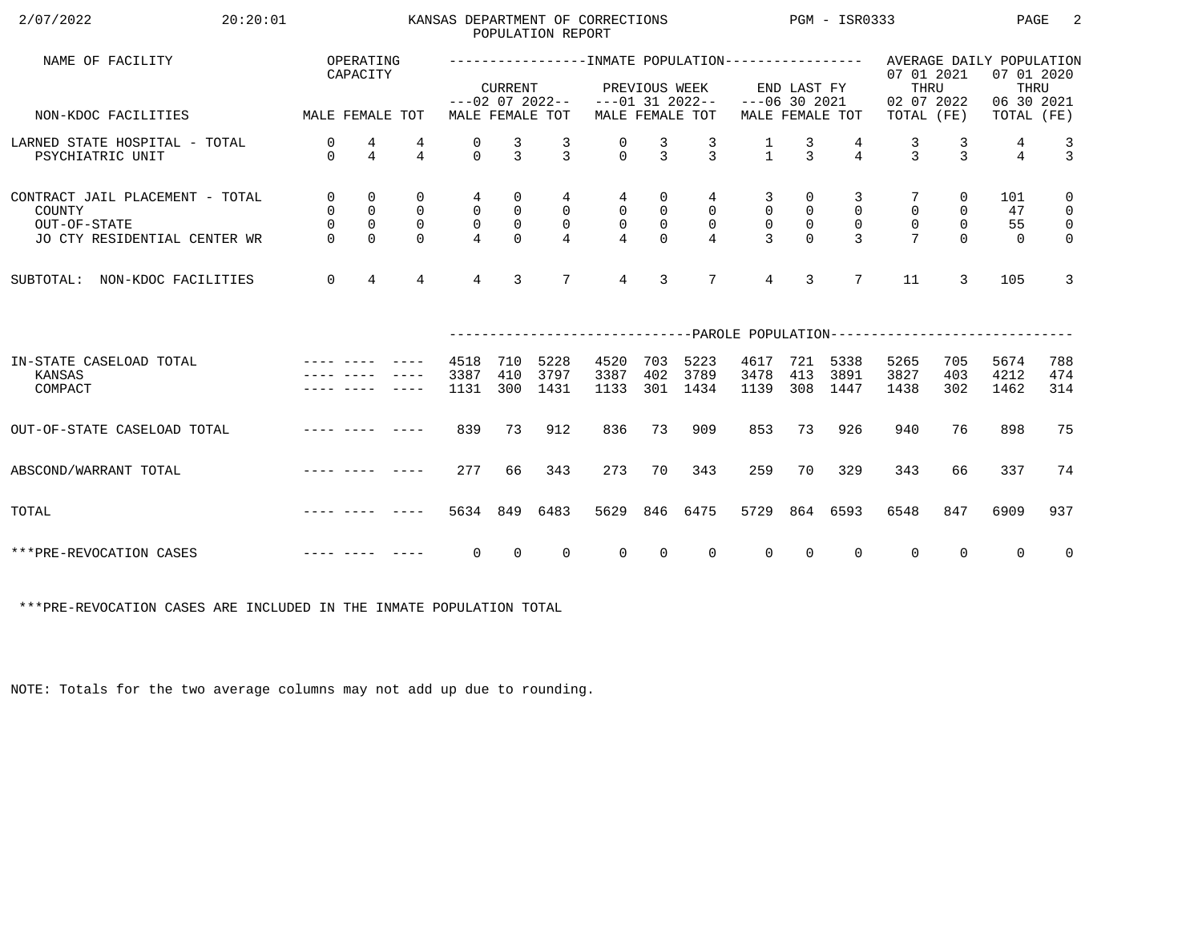KANSAS DEPARTMENT OF CORRECTIONS
POPULATION REPORT

| NAME OF FACILITY | OPERATING CAPACITY | | | INMATE POPULATION | | | | | | | | | AVERAGE DAILY POPULATION | | | |
|---|---|---|---|---|---|---|---|---|---|---|---|---|---|---|---|---|
| | | | | CURRENT ---02 07 2022-- | | | PREVIOUS WEEK ---01 31 2022-- | | | END LAST FY ---06 30 2021 | | | 07 01 2021 THRU 02 07 2022 | | 07 01 2020 THRU 06 30 2021 | |
| NON-KDOC FACILITIES | MALE | FEMALE | TOT | MALE | FEMALE | TOT | MALE | FEMALE | TOT | MALE | FEMALE | TOT | TOTAL | (FE) | TOTAL | (FE) |
| LARNED STATE HOSPITAL - TOTAL | 0 | 4 | 4 | 0 | 3 | 3 | 0 | 3 | 3 | 1 | 3 | 4 | 3 | 3 | 4 | 3 |
| PSYCHIATRIC UNIT | 0 | 4 | 4 | 0 | 3 | 3 | 0 | 3 | 3 | 1 | 3 | 4 | 3 | 3 | 4 | 3 |
| CONTRACT JAIL PLACEMENT - TOTAL | 0 | 0 | 0 | 4 | 0 | 4 | 4 | 0 | 4 | 3 | 0 | 3 | 7 | 0 | 101 | 0 |
| COUNTY | 0 | 0 | 0 | 0 | 0 | 0 | 0 | 0 | 0 | 0 | 0 | 0 | 0 | 0 | 47 | 0 |
| OUT-OF-STATE | 0 | 0 | 0 | 0 | 0 | 0 | 0 | 0 | 0 | 0 | 0 | 0 | 0 | 0 | 55 | 0 |
| JO CTY RESIDENTIAL CENTER WR | 0 | 0 | 0 | 4 | 0 | 4 | 4 | 0 | 4 | 3 | 0 | 3 | 7 | 0 | 0 | 0 |
| SUBTOTAL: NON-KDOC FACILITIES | 0 | 4 | 4 | 4 | 3 | 7 | 4 | 3 | 7 | 4 | 3 | 7 | 11 | 3 | 105 | 3 |
| | | | | PAROLE POPULATION | | | | | | | | | | | | |
| IN-STATE CASELOAD TOTAL | ---- | ---- | ---- | 4518 | 710 | 5228 | 4520 | 703 | 5223 | 4617 | 721 | 5338 | 5265 | 705 | 5674 | 788 |
| KANSAS | ---- | ---- | ---- | 3387 | 410 | 3797 | 3387 | 402 | 3789 | 3478 | 413 | 3891 | 3827 | 403 | 4212 | 474 |
| COMPACT | ---- | ---- | ---- | 1131 | 300 | 1431 | 1133 | 301 | 1434 | 1139 | 308 | 1447 | 1438 | 302 | 1462 | 314 |
| OUT-OF-STATE CASELOAD TOTAL | ---- | ---- | ---- | 839 | 73 | 912 | 836 | 73 | 909 | 853 | 73 | 926 | 940 | 76 | 898 | 75 |
| ABSCOND/WARRANT TOTAL | ---- | ---- | ---- | 277 | 66 | 343 | 273 | 70 | 343 | 259 | 70 | 329 | 343 | 66 | 337 | 74 |
| TOTAL | ---- | ---- | ---- | 5634 | 849 | 6483 | 5629 | 846 | 6475 | 5729 | 864 | 6593 | 6548 | 847 | 6909 | 937 |
| ***PRE-REVOCATION CASES | ---- | ---- | ---- | 0 | 0 | 0 | 0 | 0 | 0 | 0 | 0 | 0 | 0 | 0 | 0 | 0 |

***PRE-REVOCATION CASES ARE INCLUDED IN THE INMATE POPULATION TOTAL

NOTE: Totals for the two average columns may not add up due to rounding.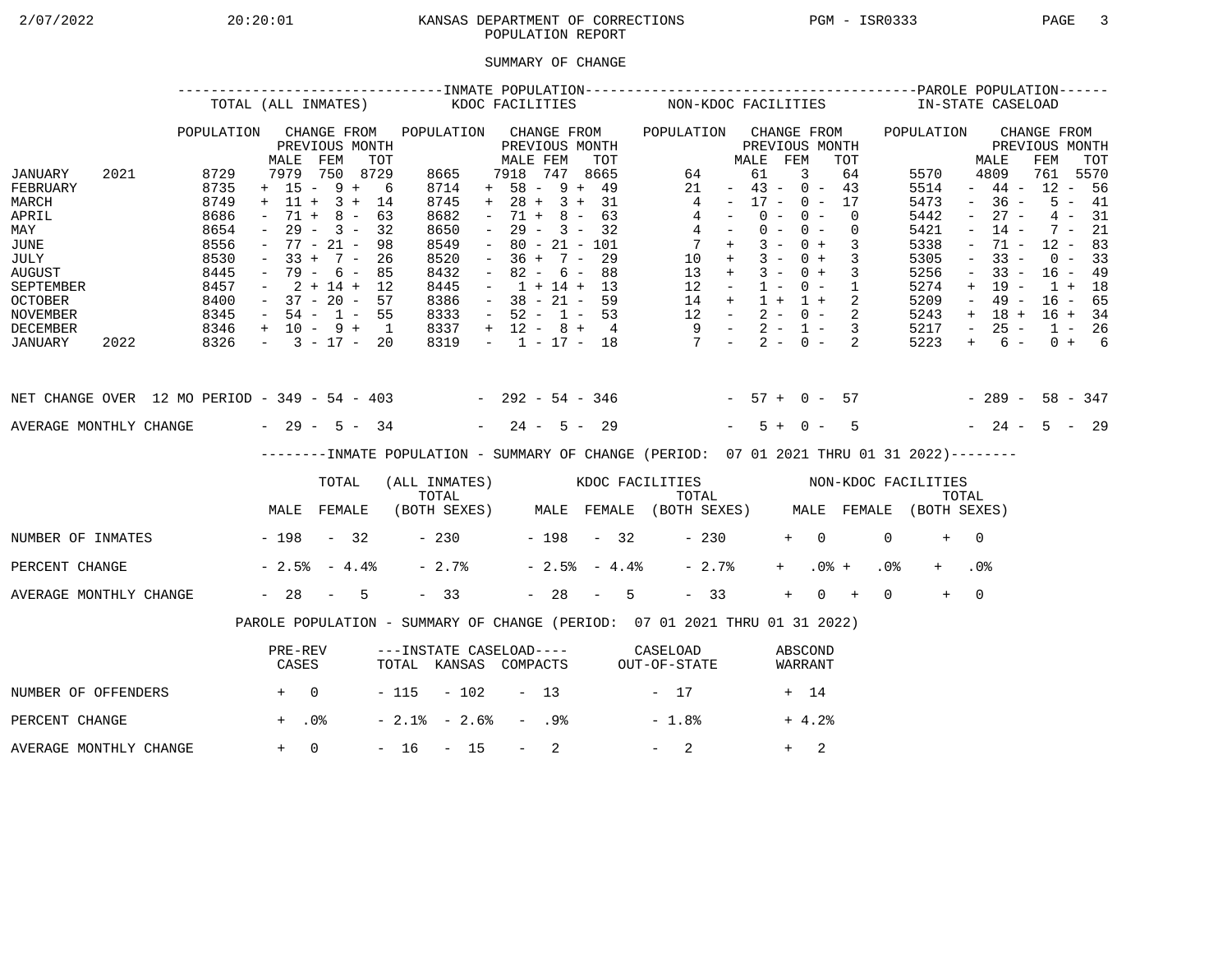KANSAS DEPARTMENT OF CORRECTIONS
POPULATION REPORT

2/07/2022 20:20:01 PGM - ISR0333

## SUMMARY OF CHANGE

| | INMATE POPULATION | | | | | | | | | | | | PAROLE POPULATION | | | |
|---|---|---|---|---|---|---|---|---|---|---|---|---|---|---|---|---|
| | TOTAL (ALL INMATES) | | | | KDOC FACILITIES | | | | NON-KDOC FACILITIES | | | | IN-STATE CASELOAD | | | |
| | POPULATION | CHANGE FROM PREVIOUS MONTH | | | POPULATION | CHANGE FROM PREVIOUS MONTH | | | POPULATION | CHANGE FROM PREVIOUS MONTH | | | POPULATION | CHANGE FROM PREVIOUS MONTH | | |
| | | MALE | FEM | TOT | | MALE | FEM | TOT | | MALE | FEM | TOT | | MALE | FEM | TOT |
| JANUARY 2021 | 8729 | 7979 | 750 | 8729 | 8665 | 7918 | 747 | 8665 | 64 | 61 | 3 | 64 | 5570 | 4809 | 761 | 5570 |
| FEBRUARY | 8735 | + 15 | - 9 | + 6 | 8714 | + 58 | - 9 | + 49 | 21 | - 43 | - 0 | - 43 | 5514 | - 44 | - 12 | - 56 |
| MARCH | 8749 | + 11 | + 3 | + 14 | 8745 | + 28 | + 3 | + 31 | 4 | - 17 | - 0 | - 17 | 5473 | - 36 | - 5 | - 41 |
| APRIL | 8686 | - 71 | + 8 | - 63 | 8682 | - 71 | + 8 | - 63 | 4 | - 0 | - 0 | - 0 | 5442 | - 27 | - 4 | - 31 |
| MAY | 8654 | - 29 | - 3 | - 32 | 8650 | - 29 | - 3 | - 32 | 4 | - 0 | - 0 | - 0 | 5421 | - 14 | - 7 | - 21 |
| JUNE | 8556 | - 77 | - 21 | - 98 | 8549 | - 80 | - 21 | - 101 | 7 | + 3 | - 0 | + 3 | 5338 | - 71 | - 12 | - 83 |
| JULY | 8530 | - 33 | + 7 | - 26 | 8520 | - 36 | + 7 | - 29 | 10 | + 3 | - 0 | + 3 | 5305 | - 33 | - 0 | - 33 |
| AUGUST | 8445 | - 79 | - 6 | - 85 | 8432 | - 82 | - 6 | - 88 | 13 | + 3 | - 0 | + 3 | 5256 | - 33 | - 16 | - 49 |
| SEPTEMBER | 8457 | - 2 | + 14 | + 12 | 8445 | - 1 | + 14 | + 13 | 12 | - 1 | - 0 | - 1 | 5274 | + 19 | - 1 | + 18 |
| OCTOBER | 8400 | - 37 | - 20 | - 57 | 8386 | - 38 | - 21 | - 59 | 14 | + 1 | + 1 | + 2 | 5209 | - 49 | - 16 | - 65 |
| NOVEMBER | 8345 | - 54 | - 1 | - 55 | 8333 | - 52 | - 1 | - 53 | 12 | - 2 | - 0 | - 2 | 5243 | + 18 | + 16 | + 34 |
| DECEMBER | 8346 | + 10 | - 9 | + 1 | 8337 | + 12 | - 8 | + 4 | 9 | - 2 | - 1 | - 3 | 5217 | - 25 | - 1 | - 26 |
| JANUARY 2022 | 8326 | - 3 | - 17 | - 20 | 8319 | - 1 | - 17 | - 18 | 7 | - 2 | - 0 | - 2 | 5223 | + 6 | - 0 | + 6 |
| NET CHANGE OVER 12 MO PERIOD | | - 349 | - 54 | - 403 | | - 292 | - 54 | - 346 | | - 57 | + 0 | - 57 | | - 289 | - 58 | - 347 |
| AVERAGE MONTHLY CHANGE | | - 29 | - 5 | - 34 | | - 24 | - 5 | - 29 | | - 5 | + 0 | - 5 | | - 24 | - 5 | - 29 |

### INMATE POPULATION - SUMMARY OF CHANGE (PERIOD: 07 01 2021 THRU 01 31 2022)

| | TOTAL (ALL INMATES) | | | KDOC FACILITIES | | | NON-KDOC FACILITIES | | |
|---|---|---|---|---|---|---|---|---|---|
| | MALE | FEMALE | TOTAL (BOTH SEXES) | MALE | FEMALE | TOTAL (BOTH SEXES) | MALE | FEMALE | TOTAL (BOTH SEXES) |
| NUMBER OF INMATES | - 198 | - 32 | - 230 | - 198 | - 32 | - 230 | + 0 | 0 | + 0 |
| PERCENT CHANGE | - 2.5% | - 4.4% | - 2.7% | - 2.5% | - 4.4% | - 2.7% | + .0% | + .0% | + .0% |
| AVERAGE MONTHLY CHANGE | - 28 | - 5 | - 33 | - 28 | - 5 | - 33 | + 0 | + 0 | + 0 |

### PAROLE POPULATION - SUMMARY OF CHANGE (PERIOD: 07 01 2021 THRU 01 31 2022)

| | PRE-REV CASES | INSTATE CASELOAD TOTAL | INSTATE CASELOAD KANSAS | INSTATE CASELOAD COMPACTS | CASELOAD OUT-OF-STATE | ABSCOND WARRANT |
|---|---|---|---|---|---|---|
| NUMBER OF OFFENDERS | + 0 | - 115 | - 102 | - 13 | - 17 | + 14 |
| PERCENT CHANGE | + .0% | - 2.1% | - 2.6% | - .9% | - 1.8% | + 4.2% |
| AVERAGE MONTHLY CHANGE | + 0 | - 16 | - 15 | - 2 | - 2 | + 2 |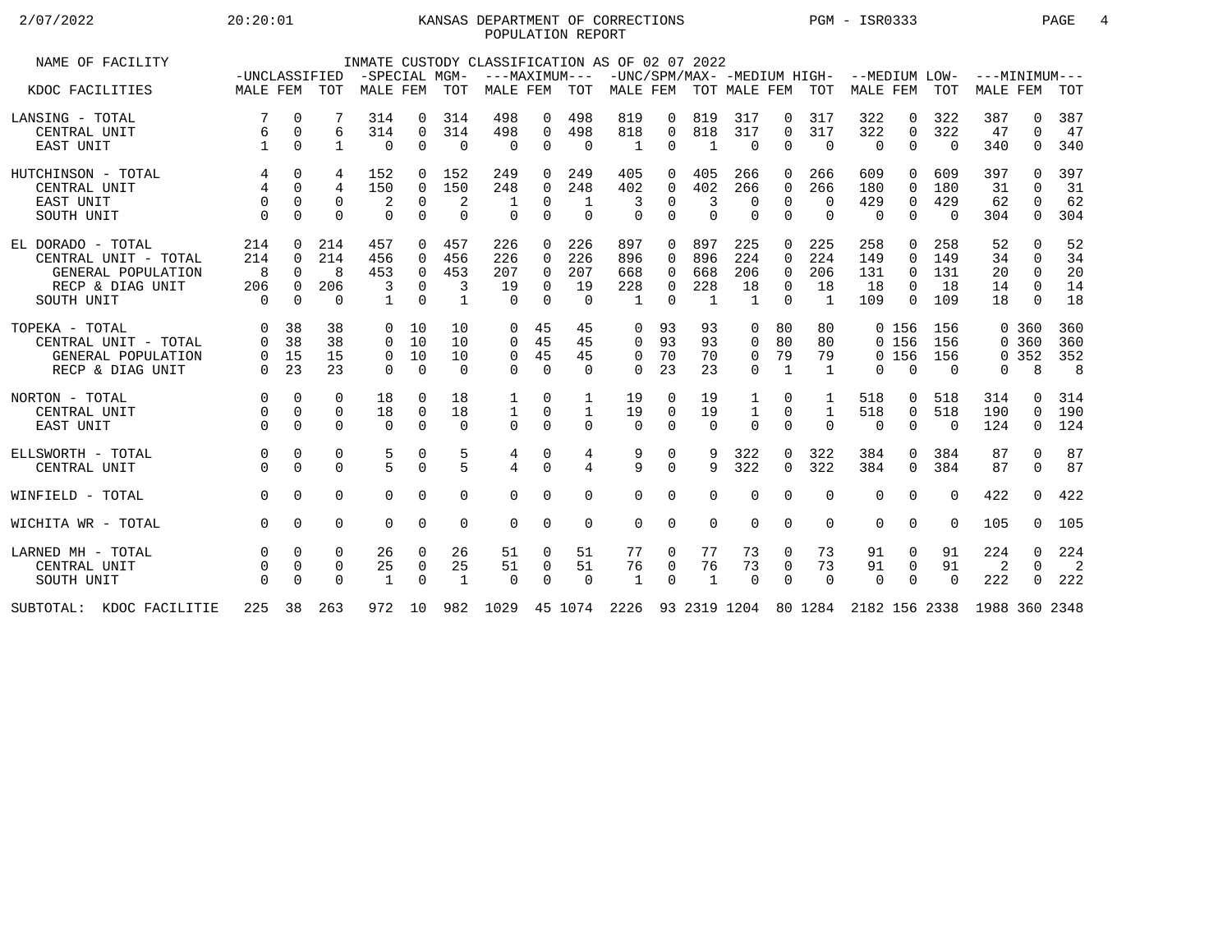KANSAS DEPARTMENT OF CORRECTIONS
POPULATION REPORT

2/07/2022 20:20:01 PGM - ISR0333

INMATE CUSTODY CLASSIFICATION AS OF 02 07 2022

| NAME OF FACILITY | -UNCLASSIFIED | | | -SPECIAL MGM- | | | ---MAXIMUM--- | | | -UNC/SPM/MAX- | | | -MEDIUM HIGH- | | | --MEDIUM LOW- | | | ---MINIMUM--- | | |
|---|---|---|---|---|---|---|---|---|---|---|---|---|---|---|---|---|---|---|---|---|---|
| KDOC FACILITIES | MALE | FEM | TOT | MALE | FEM | TOT | MALE | FEM | TOT | MALE | FEM | TOT | MALE | FEM | TOT | MALE | FEM | TOT | MALE | FEM | TOT |
| LANSING - TOTAL | 7 | 0 | 7 | 314 | 0 | 314 | 498 | 0 | 498 | 819 | 0 | 819 | 317 | 0 | 317 | 322 | 0 | 322 | 387 | 0 | 387 |
| CENTRAL UNIT | 6 | 0 | 6 | 314 | 0 | 314 | 498 | 0 | 498 | 818 | 0 | 818 | 317 | 0 | 317 | 322 | 0 | 322 | 47 | 0 | 47 |
| EAST UNIT | 1 | 0 | 1 | 0 | 0 | 0 | 0 | 0 | 0 | 1 | 0 | 1 | 0 | 0 | 0 | 0 | 0 | 0 | 340 | 0 | 340 |
| HUTCHINSON - TOTAL | 4 | 0 | 4 | 152 | 0 | 152 | 249 | 0 | 249 | 405 | 0 | 405 | 266 | 0 | 266 | 609 | 0 | 609 | 397 | 0 | 397 |
| CENTRAL UNIT | 4 | 0 | 4 | 150 | 0 | 150 | 248 | 0 | 248 | 402 | 0 | 402 | 266 | 0 | 266 | 180 | 0 | 180 | 31 | 0 | 31 |
| EAST UNIT | 0 | 0 | 0 | 2 | 0 | 2 | 1 | 0 | 1 | 3 | 0 | 3 | 0 | 0 | 0 | 429 | 0 | 429 | 62 | 0 | 62 |
| SOUTH UNIT | 0 | 0 | 0 | 0 | 0 | 0 | 0 | 0 | 0 | 0 | 0 | 0 | 0 | 0 | 0 | 0 | 0 | 0 | 304 | 0 | 304 |
| EL DORADO - TOTAL | 214 | 0 | 214 | 457 | 0 | 457 | 226 | 0 | 226 | 897 | 0 | 897 | 225 | 0 | 225 | 258 | 0 | 258 | 52 | 0 | 52 |
| CENTRAL UNIT - TOTAL | 214 | 0 | 214 | 456 | 0 | 456 | 226 | 0 | 226 | 896 | 0 | 896 | 224 | 0 | 224 | 149 | 0 | 149 | 34 | 0 | 34 |
| GENERAL POPULATION | 8 | 0 | 8 | 453 | 0 | 453 | 207 | 0 | 207 | 668 | 0 | 668 | 206 | 0 | 206 | 131 | 0 | 131 | 20 | 0 | 20 |
| RECP & DIAG UNIT | 206 | 0 | 206 | 3 | 0 | 3 | 19 | 0 | 19 | 228 | 0 | 228 | 18 | 0 | 18 | 18 | 0 | 18 | 14 | 0 | 14 |
| SOUTH UNIT | 0 | 0 | 0 | 1 | 0 | 1 | 0 | 0 | 0 | 1 | 0 | 1 | 1 | 0 | 1 | 109 | 0 | 109 | 18 | 0 | 18 |
| TOPEKA - TOTAL | 0 | 38 | 38 | 0 | 10 | 10 | 0 | 45 | 45 | 0 | 93 | 93 | 0 | 80 | 80 | 0 | 156 | 156 | 0 | 360 | 360 |
| CENTRAL UNIT - TOTAL | 0 | 38 | 38 | 0 | 10 | 10 | 0 | 45 | 45 | 0 | 93 | 93 | 0 | 80 | 80 | 0 | 156 | 156 | 0 | 360 | 360 |
| GENERAL POPULATION | 0 | 15 | 15 | 0 | 10 | 10 | 0 | 45 | 45 | 0 | 70 | 70 | 0 | 79 | 79 | 0 | 156 | 156 | 0 | 352 | 352 |
| RECP & DIAG UNIT | 0 | 23 | 23 | 0 | 0 | 0 | 0 | 0 | 0 | 0 | 23 | 23 | 0 | 1 | 1 | 0 | 0 | 0 | 0 | 8 | 8 |
| NORTON - TOTAL | 0 | 0 | 0 | 18 | 0 | 18 | 1 | 0 | 1 | 19 | 0 | 19 | 1 | 0 | 1 | 518 | 0 | 518 | 314 | 0 | 314 |
| CENTRAL UNIT | 0 | 0 | 0 | 18 | 0 | 18 | 1 | 0 | 1 | 19 | 0 | 19 | 1 | 0 | 1 | 518 | 0 | 518 | 190 | 0 | 190 |
| EAST UNIT | 0 | 0 | 0 | 0 | 0 | 0 | 0 | 0 | 0 | 0 | 0 | 0 | 0 | 0 | 0 | 0 | 0 | 0 | 124 | 0 | 124 |
| ELLSWORTH - TOTAL | 0 | 0 | 0 | 5 | 0 | 5 | 4 | 0 | 4 | 9 | 0 | 9 | 322 | 0 | 322 | 384 | 0 | 384 | 87 | 0 | 87 |
| CENTRAL UNIT | 0 | 0 | 0 | 5 | 0 | 5 | 4 | 0 | 4 | 9 | 0 | 9 | 322 | 0 | 322 | 384 | 0 | 384 | 87 | 0 | 87 |
| WINFIELD - TOTAL | 0 | 0 | 0 | 0 | 0 | 0 | 0 | 0 | 0 | 0 | 0 | 0 | 0 | 0 | 0 | 0 | 0 | 0 | 422 | 0 | 422 |
| WICHITA WR - TOTAL | 0 | 0 | 0 | 0 | 0 | 0 | 0 | 0 | 0 | 0 | 0 | 0 | 0 | 0 | 0 | 0 | 0 | 0 | 105 | 0 | 105 |
| LARNED MH - TOTAL | 0 | 0 | 0 | 26 | 0 | 26 | 51 | 0 | 51 | 77 | 0 | 77 | 73 | 0 | 73 | 91 | 0 | 91 | 224 | 0 | 224 |
| CENTRAL UNIT | 0 | 0 | 0 | 25 | 0 | 25 | 51 | 0 | 51 | 76 | 0 | 76 | 73 | 0 | 73 | 91 | 0 | 91 | 2 | 0 | 2 |
| SOUTH UNIT | 0 | 0 | 0 | 1 | 0 | 1 | 0 | 0 | 0 | 1 | 0 | 1 | 0 | 0 | 0 | 0 | 0 | 0 | 222 | 0 | 222 |
| SUBTOTAL: KDOC FACILITIE | 225 | 38 | 263 | 972 | 10 | 982 | 1029 | 45 | 1074 | 2226 | 93 | 2319 | 1204 | 80 | 1284 | 2182 | 156 | 2338 | 1988 | 360 | 2348 |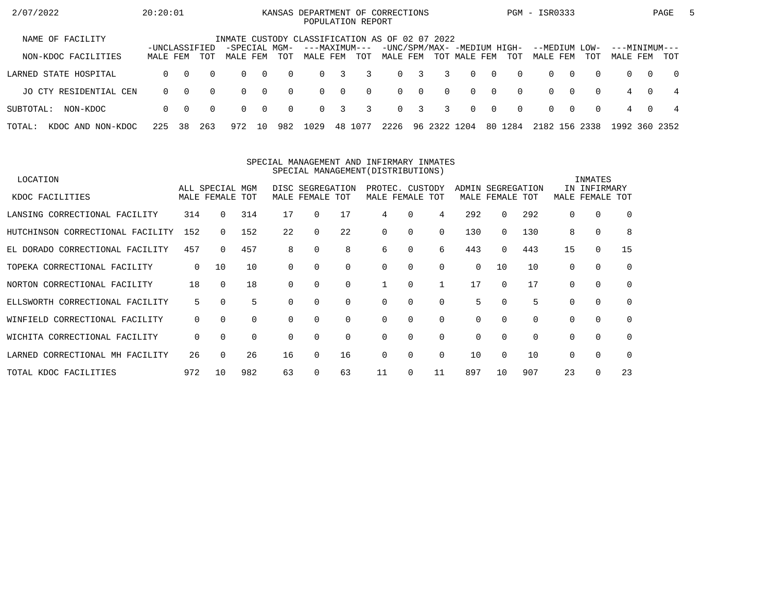KANSAS DEPARTMENT OF CORRECTIONS
POPULATION REPORT

2/07/2022 20:20:01 PGM - ISR0333

INMATE CUSTODY CLASSIFICATION AS OF 02 07 2022

| NAME OF FACILITY | -UNCLASSIFIED | | | -SPECIAL MGM- | | | ---MAXIMUM--- | | | -UNC/SPM/MAX- | | | -MEDIUM HIGH- | | | --MEDIUM LOW- | | | ---MINIMUM--- | | |
|---|---|---|---|---|---|---|---|---|---|---|---|---|---|---|---|---|---|---|---|---|---|
| NON-KDOC FACILITIES | MALE | FEM | TOT | MALE | FEM | TOT | MALE | FEM | TOT | MALE | FEM | TOT | MALE | FEM | TOT | MALE | FEM | TOT | MALE | FEM | TOT |
| LARNED STATE HOSPITAL | 0 | 0 | 0 | 0 | 0 | 0 | 0 | 3 | 3 | 0 | 3 | 3 | 0 | 0 | 0 | 0 | 0 | 0 | 0 | 0 | 0 |
| JO CTY RESIDENTIAL CEN | 0 | 0 | 0 | 0 | 0 | 0 | 0 | 0 | 0 | 0 | 0 | 0 | 0 | 0 | 0 | 0 | 0 | 0 | 4 | 0 | 4 |
| SUBTOTAL: NON-KDOC | 0 | 0 | 0 | 0 | 0 | 0 | 0 | 3 | 3 | 0 | 3 | 3 | 0 | 0 | 0 | 0 | 0 | 0 | 4 | 0 | 4 |
| TOTAL: KDOC AND NON-KDOC | 225 | 38 | 263 | 972 | 10 | 982 | 1029 | 48 | 1077 | 2226 | 96 | 2322 | 1204 | 80 | 1284 | 2182 | 156 | 2338 | 1992 | 360 | 2352 |

SPECIAL MANAGEMENT AND INFIRMARY INMATES
SPECIAL MANAGEMENT(DISTRIBUTIONS)

| LOCATION | ALL SPECIAL MGM | | | DISC SEGREGATION | | | PROTEC. CUSTODY | | | ADMIN SEGREGATION | | | INMATES IN INFIRMARY | | |
|---|---|---|---|---|---|---|---|---|---|---|---|---|---|---|---|
| KDOC FACILITIES | MALE | FEMALE | TOT | MALE | FEMALE | TOT | MALE | FEMALE | TOT | MALE | FEMALE | TOT | MALE | FEMALE | TOT |
| LANSING CORRECTIONAL FACILITY | 314 | 0 | 314 | 17 | 0 | 17 | 4 | 0 | 4 | 292 | 0 | 292 | 0 | 0 | 0 |
| HUTCHINSON CORRECTIONAL FACILITY | 152 | 0 | 152 | 22 | 0 | 22 | 0 | 0 | 0 | 130 | 0 | 130 | 8 | 0 | 8 |
| EL DORADO CORRECTIONAL FACILITY | 457 | 0 | 457 | 8 | 0 | 8 | 6 | 0 | 6 | 443 | 0 | 443 | 15 | 0 | 15 |
| TOPEKA CORRECTIONAL FACILITY | 0 | 10 | 10 | 0 | 0 | 0 | 0 | 0 | 0 | 0 | 10 | 10 | 0 | 0 | 0 |
| NORTON CORRECTIONAL FACILITY | 18 | 0 | 18 | 0 | 0 | 0 | 1 | 0 | 1 | 17 | 0 | 17 | 0 | 0 | 0 |
| ELLSWORTH CORRECTIONAL FACILITY | 5 | 0 | 5 | 0 | 0 | 0 | 0 | 0 | 0 | 5 | 0 | 5 | 0 | 0 | 0 |
| WINFIELD CORRECTIONAL FACILITY | 0 | 0 | 0 | 0 | 0 | 0 | 0 | 0 | 0 | 0 | 0 | 0 | 0 | 0 | 0 |
| WICHITA CORRECTIONAL FACILITY | 0 | 0 | 0 | 0 | 0 | 0 | 0 | 0 | 0 | 0 | 0 | 0 | 0 | 0 | 0 |
| LARNED CORRECTIONAL MH FACILITY | 26 | 0 | 26 | 16 | 0 | 16 | 0 | 0 | 0 | 10 | 0 | 10 | 0 | 0 | 0 |
| TOTAL KDOC FACILITIES | 972 | 10 | 982 | 63 | 0 | 63 | 11 | 0 | 11 | 897 | 10 | 907 | 23 | 0 | 23 |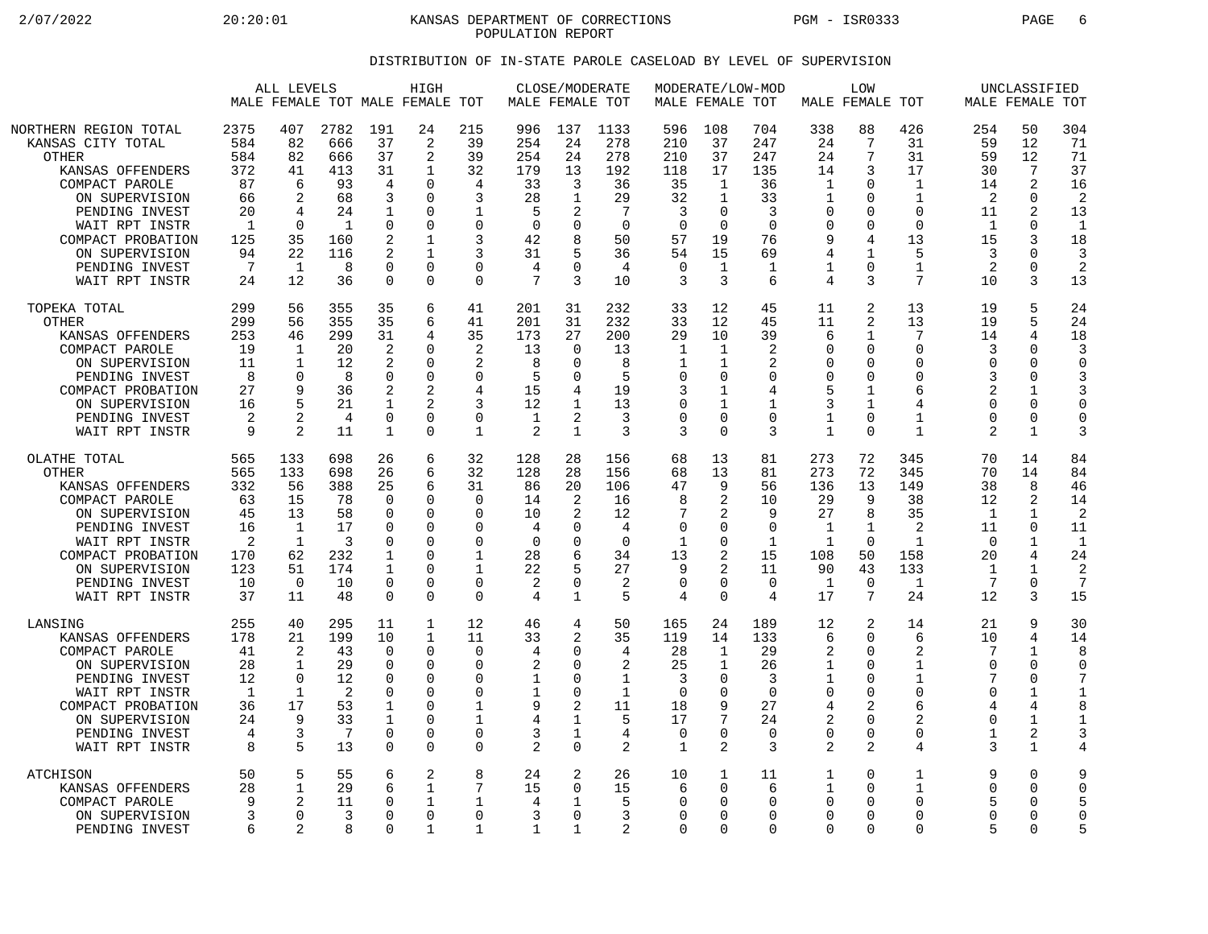KANSAS DEPARTMENT OF CORRECTIONS
POPULATION REPORT

## DISTRIBUTION OF IN-STATE PAROLE CASELOAD BY LEVEL OF SUPERVISION

| | ALL LEVELS | | | HIGH | | | CLOSE/MODERATE | | | MODERATE/LOW-MOD | | | LOW | | | UNCLASSIFIED | | |
|---|---|---|---|---|---|---|---|---|---|---|---|---|---|---|---|---|---|---|
| | MALE | FEMALE | TOT | MALE | FEMALE | TOT | MALE | FEMALE | TOT | MALE | FEMALE | TOT | MALE | FEMALE | TOT | MALE | FEMALE | TOT |
| NORTHERN REGION TOTAL | 2375 | 407 | 2782 | 191 | 24 | 215 | 996 | 137 | 1133 | 596 | 108 | 704 | 338 | 88 | 426 | 254 | 50 | 304 |
| KANSAS CITY TOTAL | 584 | 82 | 666 | 37 | 2 | 39 | 254 | 24 | 278 | 210 | 37 | 247 | 24 | 7 | 31 | 59 | 12 | 71 |
| OTHER | 584 | 82 | 666 | 37 | 2 | 39 | 254 | 24 | 278 | 210 | 37 | 247 | 24 | 7 | 31 | 59 | 12 | 71 |
| KANSAS OFFENDERS | 372 | 41 | 413 | 31 | 1 | 32 | 179 | 13 | 192 | 118 | 17 | 135 | 14 | 3 | 17 | 30 | 7 | 37 |
| COMPACT PAROLE | 87 | 6 | 93 | 4 | 0 | 4 | 33 | 3 | 36 | 35 | 1 | 36 | 1 | 0 | 1 | 14 | 2 | 16 |
| ON SUPERVISION | 66 | 2 | 68 | 3 | 0 | 3 | 28 | 1 | 29 | 32 | 1 | 33 | 1 | 0 | 1 | 2 | 0 | 2 |
| PENDING INVEST | 20 | 4 | 24 | 1 | 0 | 1 | 5 | 2 | 7 | 3 | 0 | 3 | 0 | 0 | 0 | 11 | 2 | 13 |
| WAIT RPT INSTR | 1 | 0 | 1 | 0 | 0 | 0 | 0 | 0 | 0 | 0 | 0 | 0 | 0 | 0 | 0 | 1 | 0 | 1 |
| COMPACT PROBATION | 125 | 35 | 160 | 2 | 1 | 3 | 42 | 8 | 50 | 57 | 19 | 76 | 9 | 4 | 13 | 15 | 3 | 18 |
| ON SUPERVISION | 94 | 22 | 116 | 2 | 1 | 3 | 31 | 5 | 36 | 54 | 15 | 69 | 4 | 1 | 5 | 3 | 0 | 3 |
| PENDING INVEST | 7 | 1 | 8 | 0 | 0 | 0 | 4 | 0 | 4 | 0 | 1 | 1 | 1 | 0 | 1 | 2 | 0 | 2 |
| WAIT RPT INSTR | 24 | 12 | 36 | 0 | 0 | 0 | 7 | 3 | 10 | 3 | 3 | 6 | 4 | 3 | 7 | 10 | 3 | 13 |
| TOPEKA TOTAL | 299 | 56 | 355 | 35 | 6 | 41 | 201 | 31 | 232 | 33 | 12 | 45 | 11 | 2 | 13 | 19 | 5 | 24 |
| OTHER | 299 | 56 | 355 | 35 | 6 | 41 | 201 | 31 | 232 | 33 | 12 | 45 | 11 | 2 | 13 | 19 | 5 | 24 |
| KANSAS OFFENDERS | 253 | 46 | 299 | 31 | 4 | 35 | 173 | 27 | 200 | 29 | 10 | 39 | 6 | 1 | 7 | 14 | 4 | 18 |
| COMPACT PAROLE | 19 | 1 | 20 | 2 | 0 | 2 | 13 | 0 | 13 | 1 | 1 | 2 | 0 | 0 | 0 | 3 | 0 | 3 |
| ON SUPERVISION | 11 | 1 | 12 | 2 | 0 | 2 | 8 | 0 | 8 | 1 | 1 | 2 | 0 | 0 | 0 | 0 | 0 | 0 |
| PENDING INVEST | 8 | 0 | 8 | 0 | 0 | 0 | 5 | 0 | 5 | 0 | 0 | 0 | 0 | 0 | 0 | 3 | 0 | 3 |
| COMPACT PROBATION | 27 | 9 | 36 | 2 | 2 | 4 | 15 | 4 | 19 | 3 | 1 | 4 | 5 | 1 | 6 | 2 | 1 | 3 |
| ON SUPERVISION | 16 | 5 | 21 | 1 | 2 | 3 | 12 | 1 | 13 | 0 | 1 | 1 | 3 | 1 | 4 | 0 | 0 | 0 |
| PENDING INVEST | 2 | 2 | 4 | 0 | 0 | 0 | 1 | 2 | 3 | 0 | 0 | 0 | 1 | 0 | 1 | 0 | 0 | 0 |
| WAIT RPT INSTR | 9 | 2 | 11 | 1 | 0 | 1 | 2 | 1 | 3 | 3 | 0 | 3 | 1 | 0 | 1 | 2 | 1 | 3 |
| OLATHE TOTAL | 565 | 133 | 698 | 26 | 6 | 32 | 128 | 28 | 156 | 68 | 13 | 81 | 273 | 72 | 345 | 70 | 14 | 84 |
| OTHER | 565 | 133 | 698 | 26 | 6 | 32 | 128 | 28 | 156 | 68 | 13 | 81 | 273 | 72 | 345 | 70 | 14 | 84 |
| KANSAS OFFENDERS | 332 | 56 | 388 | 25 | 6 | 31 | 86 | 20 | 106 | 47 | 9 | 56 | 136 | 13 | 149 | 38 | 8 | 46 |
| COMPACT PAROLE | 63 | 15 | 78 | 0 | 0 | 0 | 14 | 2 | 16 | 8 | 2 | 10 | 29 | 9 | 38 | 12 | 2 | 14 |
| ON SUPERVISION | 45 | 13 | 58 | 0 | 0 | 0 | 10 | 2 | 12 | 7 | 2 | 9 | 27 | 8 | 35 | 1 | 1 | 2 |
| PENDING INVEST | 16 | 1 | 17 | 0 | 0 | 0 | 4 | 0 | 4 | 0 | 0 | 0 | 1 | 1 | 2 | 11 | 0 | 11 |
| WAIT RPT INSTR | 2 | 1 | 3 | 0 | 0 | 0 | 0 | 0 | 0 | 1 | 0 | 1 | 1 | 0 | 1 | 0 | 1 | 1 |
| COMPACT PROBATION | 170 | 62 | 232 | 1 | 0 | 1 | 28 | 6 | 34 | 13 | 2 | 15 | 108 | 50 | 158 | 20 | 4 | 24 |
| ON SUPERVISION | 123 | 51 | 174 | 1 | 0 | 1 | 22 | 5 | 27 | 9 | 2 | 11 | 90 | 43 | 133 | 1 | 1 | 2 |
| PENDING INVEST | 10 | 0 | 10 | 0 | 0 | 0 | 2 | 0 | 2 | 0 | 0 | 0 | 1 | 0 | 1 | 7 | 0 | 7 |
| WAIT RPT INSTR | 37 | 11 | 48 | 0 | 0 | 0 | 4 | 1 | 5 | 4 | 0 | 4 | 17 | 7 | 24 | 12 | 3 | 15 |
| LANSING | 255 | 40 | 295 | 11 | 1 | 12 | 46 | 4 | 50 | 165 | 24 | 189 | 12 | 2 | 14 | 21 | 9 | 30 |
| KANSAS OFFENDERS | 178 | 21 | 199 | 10 | 1 | 11 | 33 | 2 | 35 | 119 | 14 | 133 | 6 | 0 | 6 | 10 | 4 | 14 |
| COMPACT PAROLE | 41 | 2 | 43 | 0 | 0 | 0 | 4 | 0 | 4 | 28 | 1 | 29 | 2 | 0 | 2 | 7 | 1 | 8 |
| ON SUPERVISION | 28 | 1 | 29 | 0 | 0 | 0 | 2 | 0 | 2 | 25 | 1 | 26 | 1 | 0 | 1 | 0 | 0 | 0 |
| PENDING INVEST | 12 | 0 | 12 | 0 | 0 | 0 | 1 | 0 | 1 | 3 | 0 | 3 | 1 | 0 | 1 | 7 | 0 | 7 |
| WAIT RPT INSTR | 1 | 1 | 2 | 0 | 0 | 0 | 1 | 0 | 1 | 0 | 0 | 0 | 0 | 0 | 0 | 0 | 1 | 1 |
| COMPACT PROBATION | 36 | 17 | 53 | 1 | 0 | 1 | 9 | 2 | 11 | 18 | 9 | 27 | 4 | 2 | 6 | 4 | 4 | 8 |
| ON SUPERVISION | 24 | 9 | 33 | 1 | 0 | 1 | 4 | 1 | 5 | 17 | 7 | 24 | 2 | 0 | 2 | 0 | 1 | 1 |
| PENDING INVEST | 4 | 3 | 7 | 0 | 0 | 0 | 3 | 1 | 4 | 0 | 0 | 0 | 0 | 0 | 0 | 1 | 2 | 3 |
| WAIT RPT INSTR | 8 | 5 | 13 | 0 | 0 | 0 | 2 | 0 | 2 | 1 | 2 | 3 | 2 | 2 | 4 | 3 | 1 | 4 |
| ATCHISON | 50 | 5 | 55 | 6 | 2 | 8 | 24 | 2 | 26 | 10 | 1 | 11 | 1 | 0 | 1 | 9 | 0 | 9 |
| KANSAS OFFENDERS | 28 | 1 | 29 | 6 | 1 | 7 | 15 | 0 | 15 | 6 | 0 | 6 | 1 | 0 | 1 | 0 | 0 | 0 |
| COMPACT PAROLE | 9 | 2 | 11 | 0 | 1 | 1 | 4 | 1 | 5 | 0 | 0 | 0 | 0 | 0 | 0 | 5 | 0 | 5 |
| ON SUPERVISION | 3 | 0 | 3 | 0 | 0 | 0 | 3 | 0 | 3 | 0 | 0 | 0 | 0 | 0 | 0 | 0 | 0 | 0 |
| PENDING INVEST | 6 | 2 | 8 | 0 | 1 | 1 | 1 | 1 | 2 | 0 | 0 | 0 | 0 | 0 | 0 | 5 | 0 | 5 |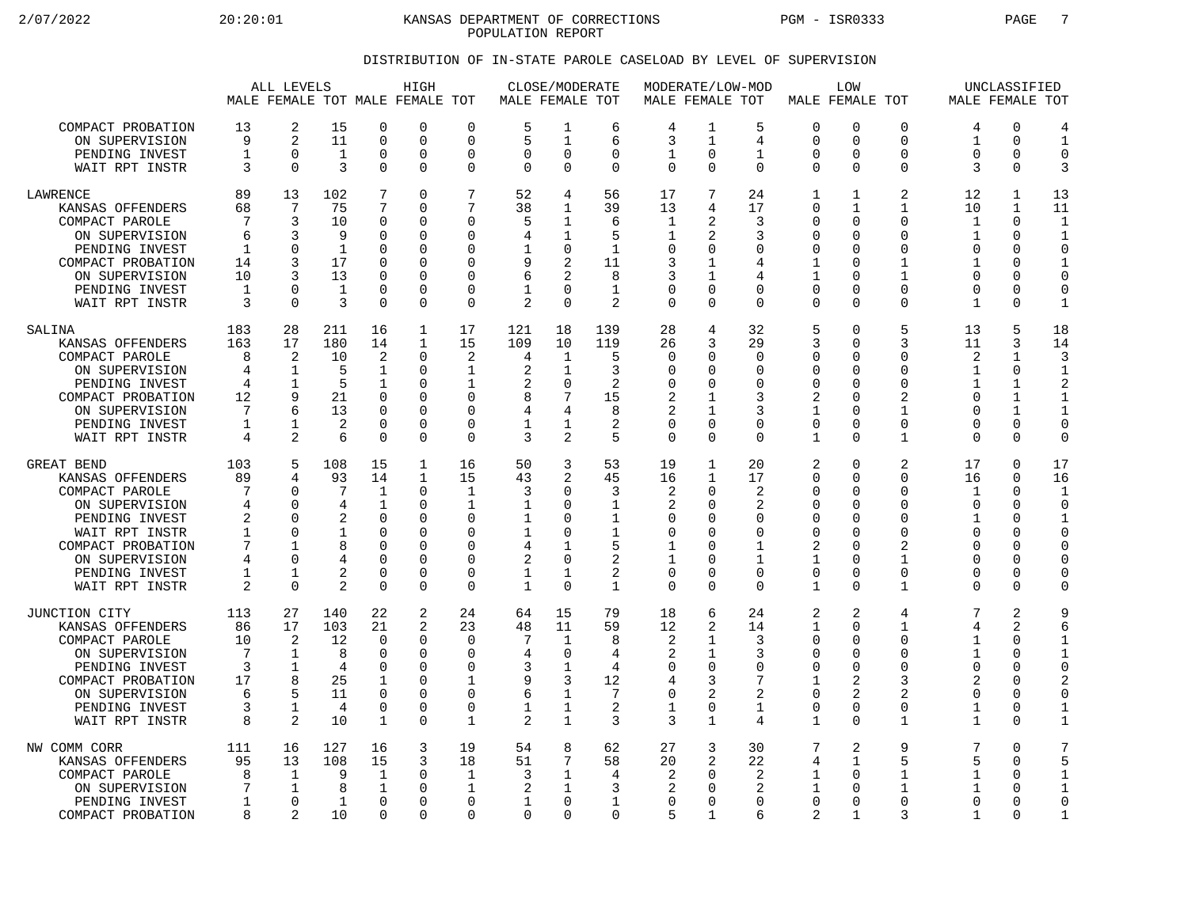## KANSAS DEPARTMENT OF CORRECTIONS
### POPULATION REPORT

#### DISTRIBUTION OF IN-STATE PAROLE CASELOAD BY LEVEL OF SUPERVISION

| | ALL LEVELS | | | HIGH | | | CLOSE/MODERATE | | | MODERATE/LOW-MOD | | | LOW | | | UNCLASSIFIED | | |
|---|---|---|---|---|---|---|---|---|---|---|---|---|---|---|---|---|---|---|
| | MALE | FEMALE | TOT | MALE | FEMALE | TOT | MALE | FEMALE | TOT | MALE | FEMALE | TOT | MALE | FEMALE | TOT | MALE | FEMALE | TOT |
| COMPACT PROBATION | 13 | 2 | 15 | 0 | 0 | 0 | 5 | 1 | 6 | 4 | 1 | 5 | 0 | 0 | 0 | 4 | 0 | 4 |
| ON SUPERVISION | 9 | 2 | 11 | 0 | 0 | 0 | 5 | 1 | 6 | 3 | 1 | 4 | 0 | 0 | 0 | 1 | 0 | 1 |
| PENDING INVEST | 1 | 0 | 1 | 0 | 0 | 0 | 0 | 0 | 0 | 1 | 0 | 1 | 0 | 0 | 0 | 0 | 0 | 0 |
| WAIT RPT INSTR | 3 | 0 | 3 | 0 | 0 | 0 | 0 | 0 | 0 | 0 | 0 | 0 | 0 | 0 | 0 | 3 | 0 | 3 |
| LAWRENCE | 89 | 13 | 102 | 7 | 0 | 7 | 52 | 4 | 56 | 17 | 7 | 24 | 1 | 1 | 2 | 12 | 1 | 13 |
| KANSAS OFFENDERS | 68 | 7 | 75 | 7 | 0 | 7 | 38 | 1 | 39 | 13 | 4 | 17 | 0 | 1 | 1 | 10 | 1 | 11 |
| COMPACT PAROLE | 7 | 3 | 10 | 0 | 0 | 0 | 5 | 1 | 6 | 1 | 2 | 3 | 0 | 0 | 0 | 1 | 0 | 1 |
| ON SUPERVISION | 6 | 3 | 9 | 0 | 0 | 0 | 4 | 1 | 5 | 1 | 2 | 3 | 0 | 0 | 0 | 1 | 0 | 1 |
| PENDING INVEST | 1 | 0 | 1 | 0 | 0 | 0 | 1 | 0 | 1 | 0 | 0 | 0 | 0 | 0 | 0 | 0 | 0 | 0 |
| COMPACT PROBATION | 14 | 3 | 17 | 0 | 0 | 0 | 9 | 2 | 11 | 3 | 1 | 4 | 1 | 0 | 1 | 1 | 0 | 1 |
| ON SUPERVISION | 10 | 3 | 13 | 0 | 0 | 0 | 6 | 2 | 8 | 3 | 1 | 4 | 1 | 0 | 1 | 0 | 0 | 0 |
| PENDING INVEST | 1 | 0 | 1 | 0 | 0 | 0 | 1 | 0 | 1 | 0 | 0 | 0 | 0 | 0 | 0 | 0 | 0 | 0 |
| WAIT RPT INSTR | 3 | 0 | 3 | 0 | 0 | 0 | 2 | 0 | 2 | 0 | 0 | 0 | 0 | 0 | 0 | 1 | 0 | 1 |
| SALINA | 183 | 28 | 211 | 16 | 1 | 17 | 121 | 18 | 139 | 28 | 4 | 32 | 5 | 0 | 5 | 13 | 5 | 18 |
| KANSAS OFFENDERS | 163 | 17 | 180 | 14 | 1 | 15 | 109 | 10 | 119 | 26 | 3 | 29 | 3 | 0 | 3 | 11 | 3 | 14 |
| COMPACT PAROLE | 8 | 2 | 10 | 2 | 0 | 2 | 4 | 1 | 5 | 0 | 0 | 0 | 0 | 0 | 0 | 2 | 1 | 3 |
| ON SUPERVISION | 4 | 1 | 5 | 1 | 0 | 1 | 2 | 1 | 3 | 0 | 0 | 0 | 0 | 0 | 0 | 1 | 0 | 1 |
| PENDING INVEST | 4 | 1 | 5 | 1 | 0 | 1 | 2 | 0 | 2 | 0 | 0 | 0 | 0 | 0 | 0 | 1 | 1 | 2 |
| COMPACT PROBATION | 12 | 9 | 21 | 0 | 0 | 0 | 8 | 7 | 15 | 2 | 1 | 3 | 2 | 0 | 2 | 0 | 1 | 1 |
| ON SUPERVISION | 7 | 6 | 13 | 0 | 0 | 0 | 4 | 4 | 8 | 2 | 1 | 3 | 1 | 0 | 1 | 0 | 1 | 1 |
| PENDING INVEST | 1 | 1 | 2 | 0 | 0 | 0 | 1 | 1 | 2 | 0 | 0 | 0 | 0 | 0 | 0 | 0 | 0 | 0 |
| WAIT RPT INSTR | 4 | 2 | 6 | 0 | 0 | 0 | 3 | 2 | 5 | 0 | 0 | 0 | 1 | 0 | 1 | 0 | 0 | 0 |
| GREAT BEND | 103 | 5 | 108 | 15 | 1 | 16 | 50 | 3 | 53 | 19 | 1 | 20 | 2 | 0 | 2 | 17 | 0 | 17 |
| KANSAS OFFENDERS | 89 | 4 | 93 | 14 | 1 | 15 | 43 | 2 | 45 | 16 | 1 | 17 | 0 | 0 | 0 | 16 | 0 | 16 |
| COMPACT PAROLE | 7 | 0 | 7 | 1 | 0 | 1 | 3 | 0 | 3 | 2 | 0 | 2 | 0 | 0 | 0 | 1 | 0 | 1 |
| ON SUPERVISION | 4 | 0 | 4 | 1 | 0 | 1 | 1 | 0 | 1 | 2 | 0 | 2 | 0 | 0 | 0 | 0 | 0 | 0 |
| PENDING INVEST | 2 | 0 | 2 | 0 | 0 | 0 | 1 | 0 | 1 | 0 | 0 | 0 | 0 | 0 | 0 | 1 | 0 | 1 |
| WAIT RPT INSTR | 1 | 0 | 1 | 0 | 0 | 0 | 1 | 0 | 1 | 0 | 0 | 0 | 0 | 0 | 0 | 0 | 0 | 0 |
| COMPACT PROBATION | 7 | 1 | 8 | 0 | 0 | 0 | 4 | 1 | 5 | 1 | 0 | 1 | 2 | 0 | 2 | 0 | 0 | 0 |
| ON SUPERVISION | 4 | 0 | 4 | 0 | 0 | 0 | 2 | 0 | 2 | 1 | 0 | 1 | 1 | 0 | 1 | 0 | 0 | 0 |
| PENDING INVEST | 1 | 1 | 2 | 0 | 0 | 0 | 1 | 1 | 2 | 0 | 0 | 0 | 0 | 0 | 0 | 0 | 0 | 0 |
| WAIT RPT INSTR | 2 | 0 | 2 | 0 | 0 | 0 | 1 | 0 | 1 | 0 | 0 | 0 | 1 | 0 | 1 | 0 | 0 | 0 |
| JUNCTION CITY | 113 | 27 | 140 | 22 | 2 | 24 | 64 | 15 | 79 | 18 | 6 | 24 | 2 | 2 | 4 | 7 | 2 | 9 |
| KANSAS OFFENDERS | 86 | 17 | 103 | 21 | 2 | 23 | 48 | 11 | 59 | 12 | 2 | 14 | 1 | 0 | 1 | 4 | 2 | 6 |
| COMPACT PAROLE | 10 | 2 | 12 | 0 | 0 | 0 | 7 | 1 | 8 | 2 | 1 | 3 | 0 | 0 | 0 | 1 | 0 | 1 |
| ON SUPERVISION | 7 | 1 | 8 | 0 | 0 | 0 | 4 | 0 | 4 | 2 | 1 | 3 | 0 | 0 | 0 | 1 | 0 | 1 |
| PENDING INVEST | 3 | 1 | 4 | 0 | 0 | 0 | 3 | 1 | 4 | 0 | 0 | 0 | 0 | 0 | 0 | 0 | 0 | 0 |
| COMPACT PROBATION | 17 | 8 | 25 | 1 | 0 | 1 | 9 | 3 | 12 | 4 | 3 | 7 | 1 | 2 | 3 | 2 | 0 | 2 |
| ON SUPERVISION | 6 | 5 | 11 | 0 | 0 | 0 | 6 | 1 | 7 | 0 | 2 | 2 | 0 | 2 | 2 | 0 | 0 | 0 |
| PENDING INVEST | 3 | 1 | 4 | 0 | 0 | 0 | 1 | 1 | 2 | 1 | 0 | 1 | 0 | 0 | 0 | 1 | 0 | 1 |
| WAIT RPT INSTR | 8 | 2 | 10 | 1 | 0 | 1 | 2 | 1 | 3 | 3 | 1 | 4 | 1 | 0 | 1 | 1 | 0 | 1 |
| NW COMM CORR | 111 | 16 | 127 | 16 | 3 | 19 | 54 | 8 | 62 | 27 | 3 | 30 | 7 | 2 | 9 | 7 | 0 | 7 |
| KANSAS OFFENDERS | 95 | 13 | 108 | 15 | 3 | 18 | 51 | 7 | 58 | 20 | 2 | 22 | 4 | 1 | 5 | 5 | 0 | 5 |
| COMPACT PAROLE | 8 | 1 | 9 | 1 | 0 | 1 | 3 | 1 | 4 | 2 | 0 | 2 | 1 | 0 | 1 | 1 | 0 | 1 |
| ON SUPERVISION | 7 | 1 | 8 | 1 | 0 | 1 | 2 | 1 | 3 | 2 | 0 | 2 | 1 | 0 | 1 | 1 | 0 | 1 |
| PENDING INVEST | 1 | 0 | 1 | 0 | 0 | 0 | 1 | 0 | 1 | 0 | 0 | 0 | 0 | 0 | 0 | 0 | 0 | 0 |
| COMPACT PROBATION | 8 | 2 | 10 | 0 | 0 | 0 | 0 | 0 | 0 | 5 | 1 | 6 | 2 | 1 | 3 | 1 | 0 | 1 |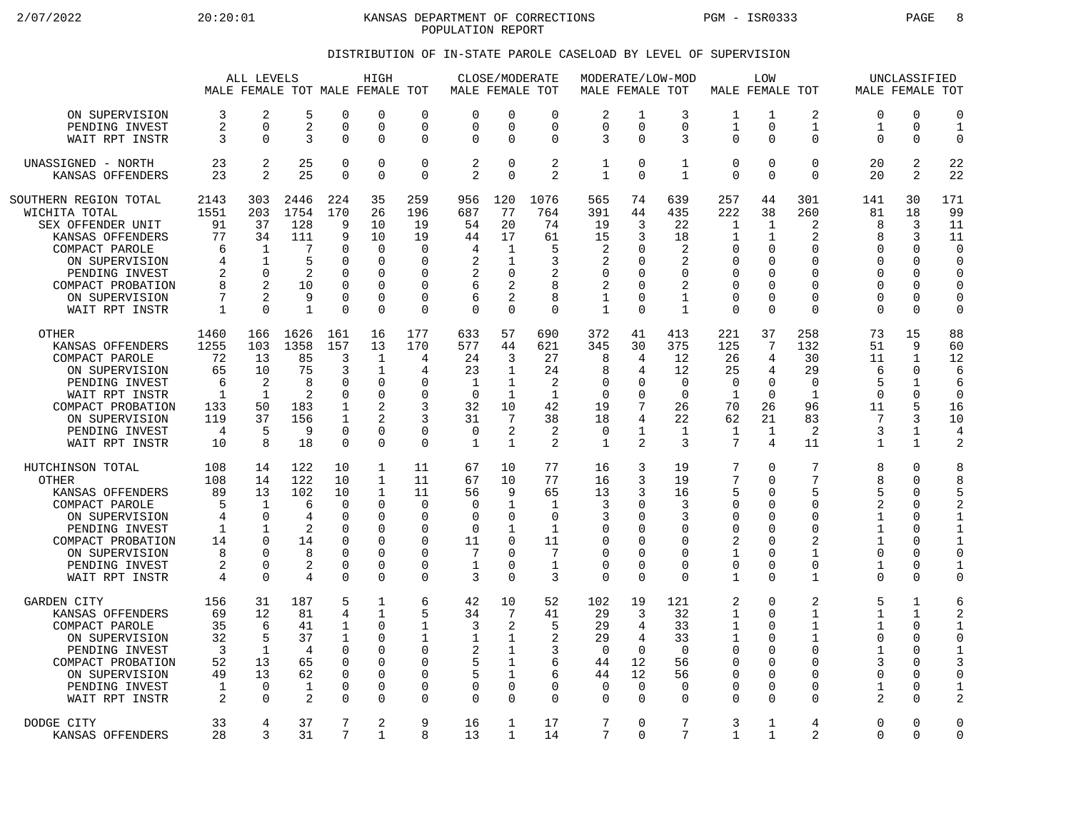KANSAS DEPARTMENT OF CORRECTIONS
POPULATION REPORT

DISTRIBUTION OF IN-STATE PAROLE CASELOAD BY LEVEL OF SUPERVISION

| | ALL LEVELS | | | HIGH | | | CLOSE/MODERATE | | | MODERATE/LOW-MOD | | | LOW | | | UNCLASSIFIED | | |
|---|---|---|---|---|---|---|---|---|---|---|---|---|---|---|---|---|---|---|
| | MALE | FEMALE | TOT | MALE | FEMALE | TOT | MALE | FEMALE | TOT | MALE | FEMALE | TOT | MALE | FEMALE | TOT | MALE | FEMALE | TOT |
| ON SUPERVISION | 3 | 2 | 5 | 0 | 0 | 0 | 0 | 0 | 0 | 2 | 1 | 3 | 1 | 1 | 2 | 0 | 0 | 0 |
| PENDING INVEST | 2 | 0 | 2 | 0 | 0 | 0 | 0 | 0 | 0 | 0 | 0 | 0 | 1 | 0 | 1 | 1 | 0 | 1 |
| WAIT RPT INSTR | 3 | 0 | 3 | 0 | 0 | 0 | 0 | 0 | 0 | 3 | 0 | 3 | 0 | 0 | 0 | 0 | 0 | 0 |
| UNASSIGNED - NORTH | 23 | 2 | 25 | 0 | 0 | 0 | 2 | 0 | 2 | 1 | 0 | 1 | 0 | 0 | 0 | 20 | 2 | 22 |
| KANSAS OFFENDERS | 23 | 2 | 25 | 0 | 0 | 0 | 2 | 0 | 2 | 1 | 0 | 1 | 0 | 0 | 0 | 20 | 2 | 22 |
| SOUTHERN REGION TOTAL | 2143 | 303 | 2446 | 224 | 35 | 259 | 956 | 120 | 1076 | 565 | 74 | 639 | 257 | 44 | 301 | 141 | 30 | 171 |
| WICHITA TOTAL | 1551 | 203 | 1754 | 170 | 26 | 196 | 687 | 77 | 764 | 391 | 44 | 435 | 222 | 38 | 260 | 81 | 18 | 99 |
| SEX OFFENDER UNIT | 91 | 37 | 128 | 9 | 10 | 19 | 54 | 20 | 74 | 19 | 3 | 22 | 1 | 1 | 2 | 8 | 3 | 11 |
| KANSAS OFFENDERS | 77 | 34 | 111 | 9 | 10 | 19 | 44 | 17 | 61 | 15 | 3 | 18 | 1 | 1 | 2 | 8 | 3 | 11 |
| COMPACT PAROLE | 6 | 1 | 7 | 0 | 0 | 0 | 4 | 1 | 5 | 2 | 0 | 2 | 0 | 0 | 0 | 0 | 0 | 0 |
| ON SUPERVISION | 4 | 1 | 5 | 0 | 0 | 0 | 2 | 1 | 3 | 2 | 0 | 2 | 0 | 0 | 0 | 0 | 0 | 0 |
| PENDING INVEST | 2 | 0 | 2 | 0 | 0 | 0 | 2 | 0 | 2 | 0 | 0 | 0 | 0 | 0 | 0 | 0 | 0 | 0 |
| COMPACT PROBATION | 8 | 2 | 10 | 0 | 0 | 0 | 6 | 2 | 8 | 2 | 0 | 2 | 0 | 0 | 0 | 0 | 0 | 0 |
| ON SUPERVISION | 7 | 2 | 9 | 0 | 0 | 0 | 6 | 2 | 8 | 1 | 0 | 1 | 0 | 0 | 0 | 0 | 0 | 0 |
| WAIT RPT INSTR | 1 | 0 | 1 | 0 | 0 | 0 | 0 | 0 | 0 | 1 | 0 | 1 | 0 | 0 | 0 | 0 | 0 | 0 |
| OTHER | 1460 | 166 | 1626 | 161 | 16 | 177 | 633 | 57 | 690 | 372 | 41 | 413 | 221 | 37 | 258 | 73 | 15 | 88 |
| KANSAS OFFENDERS | 1255 | 103 | 1358 | 157 | 13 | 170 | 577 | 44 | 621 | 345 | 30 | 375 | 125 | 7 | 132 | 51 | 9 | 60 |
| COMPACT PAROLE | 72 | 13 | 85 | 3 | 1 | 4 | 24 | 3 | 27 | 8 | 4 | 12 | 26 | 4 | 30 | 11 | 1 | 12 |
| ON SUPERVISION | 65 | 10 | 75 | 3 | 1 | 4 | 23 | 1 | 24 | 8 | 4 | 12 | 25 | 4 | 29 | 6 | 0 | 6 |
| PENDING INVEST | 6 | 2 | 8 | 0 | 0 | 0 | 1 | 1 | 2 | 0 | 0 | 0 | 0 | 0 | 0 | 5 | 1 | 6 |
| WAIT RPT INSTR | 1 | 1 | 2 | 0 | 0 | 0 | 0 | 1 | 1 | 0 | 0 | 0 | 1 | 0 | 1 | 0 | 0 | 0 |
| COMPACT PROBATION | 133 | 50 | 183 | 1 | 2 | 3 | 32 | 10 | 42 | 19 | 7 | 26 | 70 | 26 | 96 | 11 | 5 | 16 |
| ON SUPERVISION | 119 | 37 | 156 | 1 | 2 | 3 | 31 | 7 | 38 | 18 | 4 | 22 | 62 | 21 | 83 | 7 | 3 | 10 |
| PENDING INVEST | 4 | 5 | 9 | 0 | 0 | 0 | 0 | 2 | 2 | 0 | 1 | 1 | 1 | 1 | 2 | 3 | 1 | 4 |
| WAIT RPT INSTR | 10 | 8 | 18 | 0 | 0 | 0 | 1 | 1 | 2 | 1 | 2 | 3 | 7 | 4 | 11 | 1 | 1 | 2 |
| HUTCHINSON TOTAL | 108 | 14 | 122 | 10 | 1 | 11 | 67 | 10 | 77 | 16 | 3 | 19 | 7 | 0 | 7 | 8 | 0 | 8 |
| OTHER | 108 | 14 | 122 | 10 | 1 | 11 | 67 | 10 | 77 | 16 | 3 | 19 | 7 | 0 | 7 | 8 | 0 | 8 |
| KANSAS OFFENDERS | 89 | 13 | 102 | 10 | 1 | 11 | 56 | 9 | 65 | 13 | 3 | 16 | 5 | 0 | 5 | 5 | 0 | 5 |
| COMPACT PAROLE | 5 | 1 | 6 | 0 | 0 | 0 | 0 | 1 | 1 | 3 | 0 | 3 | 0 | 0 | 0 | 2 | 0 | 2 |
| ON SUPERVISION | 4 | 0 | 4 | 0 | 0 | 0 | 0 | 0 | 0 | 3 | 0 | 3 | 0 | 0 | 0 | 1 | 0 | 1 |
| PENDING INVEST | 1 | 1 | 2 | 0 | 0 | 0 | 0 | 1 | 1 | 0 | 0 | 0 | 0 | 0 | 0 | 1 | 0 | 1 |
| COMPACT PROBATION | 14 | 0 | 14 | 0 | 0 | 0 | 11 | 0 | 11 | 0 | 0 | 0 | 2 | 0 | 2 | 1 | 0 | 1 |
| ON SUPERVISION | 8 | 0 | 8 | 0 | 0 | 0 | 7 | 0 | 7 | 0 | 0 | 0 | 1 | 0 | 1 | 0 | 0 | 0 |
| PENDING INVEST | 2 | 0 | 2 | 0 | 0 | 0 | 1 | 0 | 1 | 0 | 0 | 0 | 0 | 0 | 0 | 1 | 0 | 1 |
| WAIT RPT INSTR | 4 | 0 | 4 | 0 | 0 | 0 | 3 | 0 | 3 | 0 | 0 | 0 | 1 | 0 | 1 | 0 | 0 | 0 |
| GARDEN CITY | 156 | 31 | 187 | 5 | 1 | 6 | 42 | 10 | 52 | 102 | 19 | 121 | 2 | 0 | 2 | 5 | 1 | 6 |
| KANSAS OFFENDERS | 69 | 12 | 81 | 4 | 1 | 5 | 34 | 7 | 41 | 29 | 3 | 32 | 1 | 0 | 1 | 1 | 1 | 2 |
| COMPACT PAROLE | 35 | 6 | 41 | 1 | 0 | 1 | 3 | 2 | 5 | 29 | 4 | 33 | 1 | 0 | 1 | 1 | 0 | 1 |
| ON SUPERVISION | 32 | 5 | 37 | 1 | 0 | 1 | 1 | 1 | 2 | 29 | 4 | 33 | 1 | 0 | 1 | 0 | 0 | 0 |
| PENDING INVEST | 3 | 1 | 4 | 0 | 0 | 0 | 2 | 1 | 3 | 0 | 0 | 0 | 0 | 0 | 0 | 1 | 0 | 1 |
| COMPACT PROBATION | 52 | 13 | 65 | 0 | 0 | 0 | 5 | 1 | 6 | 44 | 12 | 56 | 0 | 0 | 0 | 3 | 0 | 3 |
| ON SUPERVISION | 49 | 13 | 62 | 0 | 0 | 0 | 5 | 1 | 6 | 44 | 12 | 56 | 0 | 0 | 0 | 0 | 0 | 0 |
| PENDING INVEST | 1 | 0 | 1 | 0 | 0 | 0 | 0 | 0 | 0 | 0 | 0 | 0 | 0 | 0 | 0 | 1 | 0 | 1 |
| WAIT RPT INSTR | 2 | 0 | 2 | 0 | 0 | 0 | 0 | 0 | 0 | 0 | 0 | 0 | 0 | 0 | 0 | 2 | 0 | 2 |
| DODGE CITY | 33 | 4 | 37 | 7 | 2 | 9 | 16 | 1 | 17 | 7 | 0 | 7 | 3 | 1 | 4 | 0 | 0 | 0 |
| KANSAS OFFENDERS | 28 | 3 | 31 | 7 | 1 | 8 | 13 | 1 | 14 | 7 | 0 | 7 | 1 | 1 | 2 | 0 | 0 | 0 |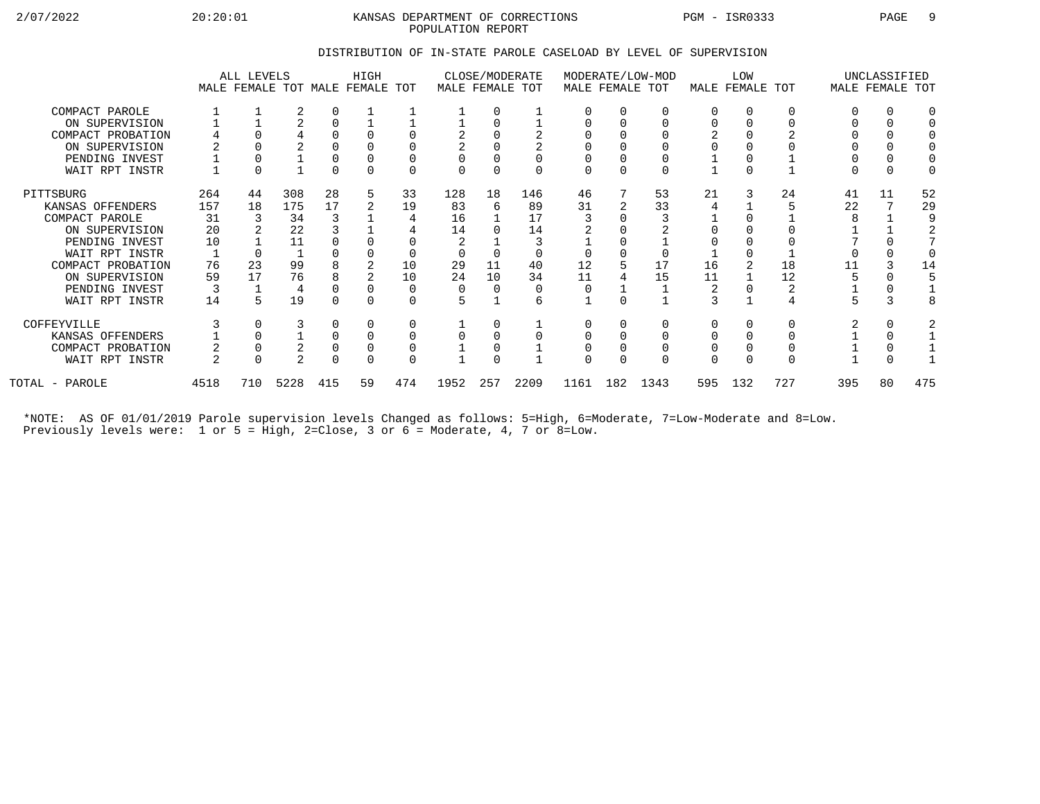## DISTRIBUTION OF IN-STATE PAROLE CASELOAD BY LEVEL OF SUPERVISION

| | ALL LEVELS | | | HIGH | | | CLOSE/MODERATE | | | MODERATE/LOW-MOD | | | LOW | | | UNCLASSIFIED | | |
|---|---|---|---|---|---|---|---|---|---|---|---|---|---|---|---|---|---|---|
| | MALE | FEMALE | TOT | MALE | FEMALE | TOT | MALE | FEMALE | TOT | MALE | FEMALE | TOT | MALE | FEMALE | TOT | MALE | FEMALE | TOT |
| COMPACT PAROLE | 1 | 1 | 2 | 0 | 1 | 1 | 1 | 0 | 1 | 0 | 0 | 0 | 0 | 0 | 0 | 0 | 0 | 0 |
| ON SUPERVISION | 1 | 1 | 2 | 0 | 1 | 1 | 1 | 0 | 1 | 0 | 0 | 0 | 0 | 0 | 0 | 0 | 0 | 0 |
| COMPACT PROBATION | 4 | 0 | 4 | 0 | 0 | 0 | 2 | 0 | 2 | 0 | 0 | 0 | 2 | 0 | 2 | 0 | 0 | 0 |
| ON SUPERVISION | 2 | 0 | 2 | 0 | 0 | 0 | 2 | 0 | 2 | 0 | 0 | 0 | 0 | 0 | 0 | 0 | 0 | 0 |
| PENDING INVEST | 1 | 0 | 1 | 0 | 0 | 0 | 0 | 0 | 0 | 0 | 0 | 0 | 1 | 0 | 1 | 0 | 0 | 0 |
| WAIT RPT INSTR | 1 | 0 | 1 | 0 | 0 | 0 | 0 | 0 | 0 | 0 | 0 | 0 | 1 | 0 | 1 | 0 | 0 | 0 |
| PITTSBURG | 264 | 44 | 308 | 28 | 5 | 33 | 128 | 18 | 146 | 46 | 7 | 53 | 21 | 3 | 24 | 41 | 11 | 52 |
| KANSAS OFFENDERS | 157 | 18 | 175 | 17 | 2 | 19 | 83 | 6 | 89 | 31 | 2 | 33 | 4 | 1 | 5 | 22 | 7 | 29 |
| COMPACT PAROLE | 31 | 3 | 34 | 3 | 1 | 4 | 16 | 1 | 17 | 3 | 0 | 3 | 1 | 0 | 1 | 8 | 1 | 9 |
| ON SUPERVISION | 20 | 2 | 22 | 3 | 1 | 4 | 14 | 0 | 14 | 2 | 0 | 2 | 0 | 0 | 0 | 1 | 1 | 2 |
| PENDING INVEST | 10 | 1 | 11 | 0 | 0 | 0 | 2 | 1 | 3 | 1 | 0 | 1 | 0 | 0 | 0 | 7 | 0 | 7 |
| WAIT RPT INSTR | 1 | 0 | 1 | 0 | 0 | 0 | 0 | 0 | 0 | 0 | 0 | 0 | 1 | 0 | 1 | 0 | 0 | 0 |
| COMPACT PROBATION | 76 | 23 | 99 | 8 | 2 | 10 | 29 | 11 | 40 | 12 | 5 | 17 | 16 | 2 | 18 | 11 | 3 | 14 |
| ON SUPERVISION | 59 | 17 | 76 | 8 | 2 | 10 | 24 | 10 | 34 | 11 | 4 | 15 | 11 | 1 | 12 | 5 | 0 | 5 |
| PENDING INVEST | 3 | 1 | 4 | 0 | 0 | 0 | 0 | 0 | 0 | 0 | 1 | 1 | 2 | 0 | 2 | 1 | 0 | 1 |
| WAIT RPT INSTR | 14 | 5 | 19 | 0 | 0 | 0 | 5 | 1 | 6 | 1 | 0 | 1 | 3 | 1 | 4 | 5 | 3 | 8 |
| COFFEYVILLE | 3 | 0 | 3 | 0 | 0 | 0 | 1 | 0 | 1 | 0 | 0 | 0 | 0 | 0 | 0 | 2 | 0 | 2 |
| KANSAS OFFENDERS | 1 | 0 | 1 | 0 | 0 | 0 | 0 | 0 | 0 | 0 | 0 | 0 | 0 | 0 | 0 | 1 | 0 | 1 |
| COMPACT PROBATION | 2 | 0 | 2 | 0 | 0 | 0 | 1 | 0 | 1 | 0 | 0 | 0 | 0 | 0 | 0 | 1 | 0 | 1 |
| WAIT RPT INSTR | 2 | 0 | 2 | 0 | 0 | 0 | 1 | 0 | 1 | 0 | 0 | 0 | 0 | 0 | 0 | 1 | 0 | 1 |
| TOTAL - PAROLE | 4518 | 710 | 5228 | 415 | 59 | 474 | 1952 | 257 | 2209 | 1161 | 182 | 1343 | 595 | 132 | 727 | 395 | 80 | 475 |

*NOTE: AS OF 01/01/2019 Parole supervision levels Changed as follows: 5=High, 6=Moderate, 7=Low-Moderate and 8=Low.
Previously levels were: 1 or 5 = High, 2=Close, 3 or 6 = Moderate, 4, 7 or 8=Low.